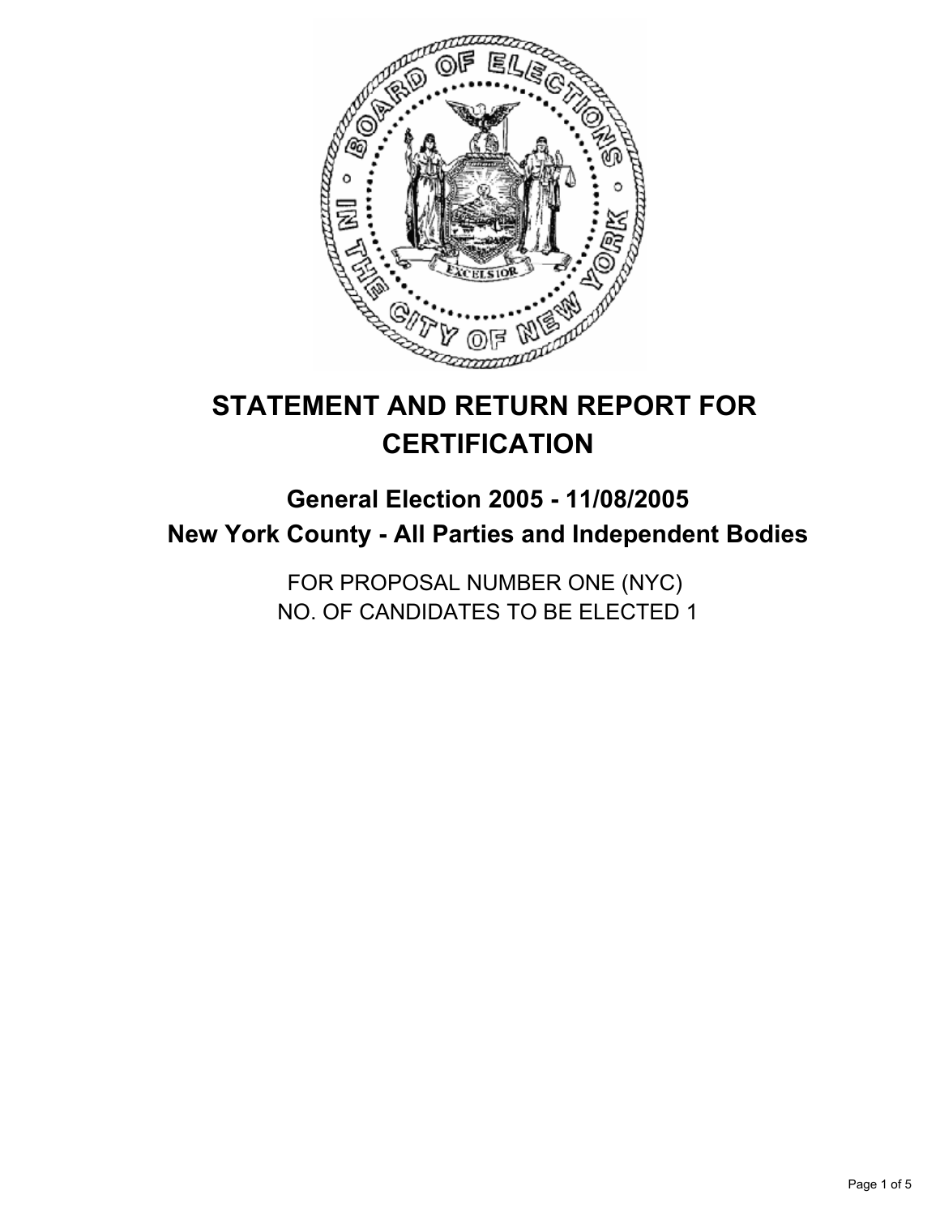# STATEMENT AND RETURN REPORT FOR CERTIFICATION

## General Election 2005 - 11/08/2005
## New York County - All Parties and Independent Bodies

FOR PROPOSAL NUMBER ONE (NYC)
NO. OF CANDIDATES TO BE ELECTED 1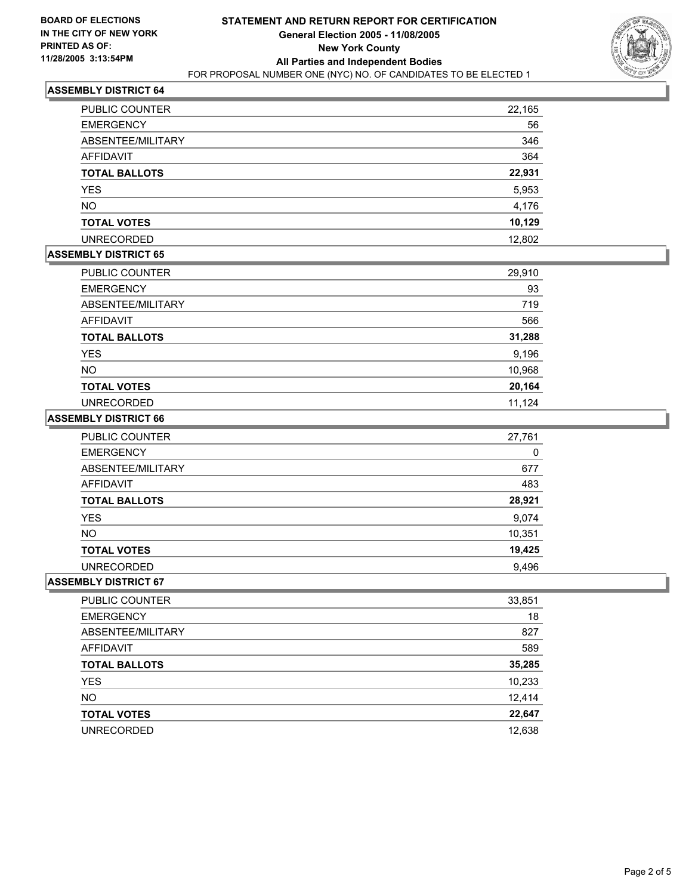**BOARD OF ELECTIONS IN THE CITY OF NEW YORK PRINTED AS OF: 11/28/2005 3:13:54PM**

# STATEMENT AND RETURN REPORT FOR CERTIFICATION
## General Election 2005 - 11/08/2005
## New York County
## All Parties and Independent Bodies
FOR PROPOSAL NUMBER ONE (NYC) NO. OF CANDIDATES TO BE ELECTED 1

### ASSEMBLY DISTRICT 64

| | |
|---|---|
| PUBLIC COUNTER | 22,165 |
| EMERGENCY | 56 |
| ABSENTEE/MILITARY | 346 |
| AFFIDAVIT | 364 |
| **TOTAL BALLOTS** | **22,931** |
| YES | 5,953 |
| NO | 4,176 |
| **TOTAL VOTES** | **10,129** |
| UNRECORDED | 12,802 |

### ASSEMBLY DISTRICT 65

| | |
|---|---|
| PUBLIC COUNTER | 29,910 |
| EMERGENCY | 93 |
| ABSENTEE/MILITARY | 719 |
| AFFIDAVIT | 566 |
| **TOTAL BALLOTS** | **31,288** |
| YES | 9,196 |
| NO | 10,968 |
| **TOTAL VOTES** | **20,164** |
| UNRECORDED | 11,124 |

### ASSEMBLY DISTRICT 66

| | |
|---|---|
| PUBLIC COUNTER | 27,761 |
| EMERGENCY | 0 |
| ABSENTEE/MILITARY | 677 |
| AFFIDAVIT | 483 |
| **TOTAL BALLOTS** | **28,921** |
| YES | 9,074 |
| NO | 10,351 |
| **TOTAL VOTES** | **19,425** |
| UNRECORDED | 9,496 |

### ASSEMBLY DISTRICT 67

| | |
|---|---|
| PUBLIC COUNTER | 33,851 |
| EMERGENCY | 18 |
| ABSENTEE/MILITARY | 827 |
| AFFIDAVIT | 589 |
| **TOTAL BALLOTS** | **35,285** |
| YES | 10,233 |
| NO | 12,414 |
| **TOTAL VOTES** | **22,647** |
| UNRECORDED | 12,638 |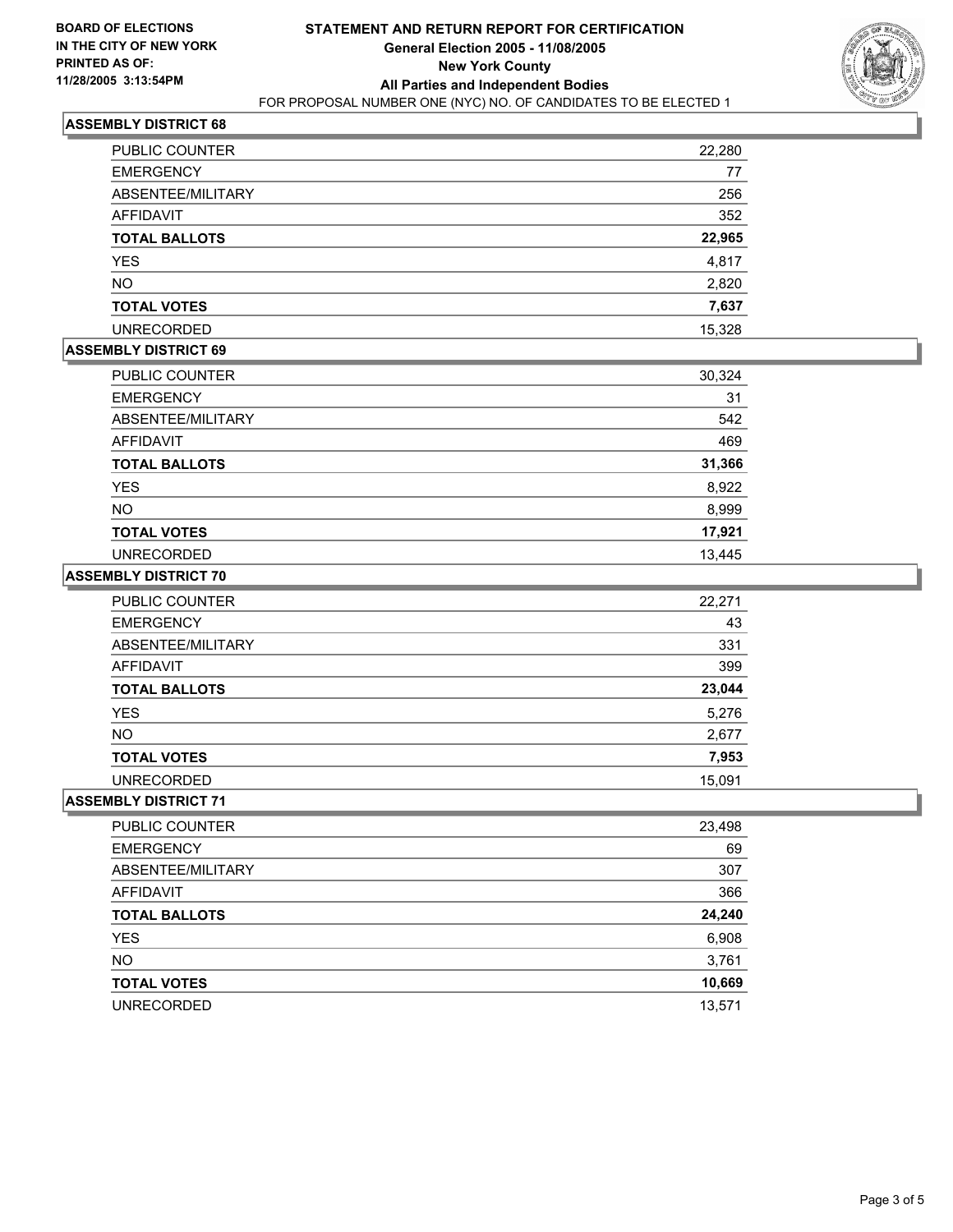BOARD OF ELECTIONS
IN THE CITY OF NEW YORK
PRINTED AS OF:
11/28/2005 3:13:54PM

# STATEMENT AND RETURN REPORT FOR CERTIFICATION
## General Election 2005 - 11/08/2005
## New York County
## All Parties and Independent Bodies
FOR PROPOSAL NUMBER ONE (NYC) NO. OF CANDIDATES TO BE ELECTED 1

### ASSEMBLY DISTRICT 68

| | |
|---|---|
| PUBLIC COUNTER | 22,280 |
| EMERGENCY | 77 |
| ABSENTEE/MILITARY | 256 |
| AFFIDAVIT | 352 |
| **TOTAL BALLOTS** | **22,965** |
| YES | 4,817 |
| NO | 2,820 |
| **TOTAL VOTES** | **7,637** |
| UNRECORDED | 15,328 |

### ASSEMBLY DISTRICT 69

| | |
|---|---|
| PUBLIC COUNTER | 30,324 |
| EMERGENCY | 31 |
| ABSENTEE/MILITARY | 542 |
| AFFIDAVIT | 469 |
| **TOTAL BALLOTS** | **31,366** |
| YES | 8,922 |
| NO | 8,999 |
| **TOTAL VOTES** | **17,921** |
| UNRECORDED | 13,445 |

### ASSEMBLY DISTRICT 70

| | |
|---|---|
| PUBLIC COUNTER | 22,271 |
| EMERGENCY | 43 |
| ABSENTEE/MILITARY | 331 |
| AFFIDAVIT | 399 |
| **TOTAL BALLOTS** | **23,044** |
| YES | 5,276 |
| NO | 2,677 |
| **TOTAL VOTES** | **7,953** |
| UNRECORDED | 15,091 |

### ASSEMBLY DISTRICT 71

| | |
|---|---|
| PUBLIC COUNTER | 23,498 |
| EMERGENCY | 69 |
| ABSENTEE/MILITARY | 307 |
| AFFIDAVIT | 366 |
| **TOTAL BALLOTS** | **24,240** |
| YES | 6,908 |
| NO | 3,761 |
| **TOTAL VOTES** | **10,669** |
| UNRECORDED | 13,571 |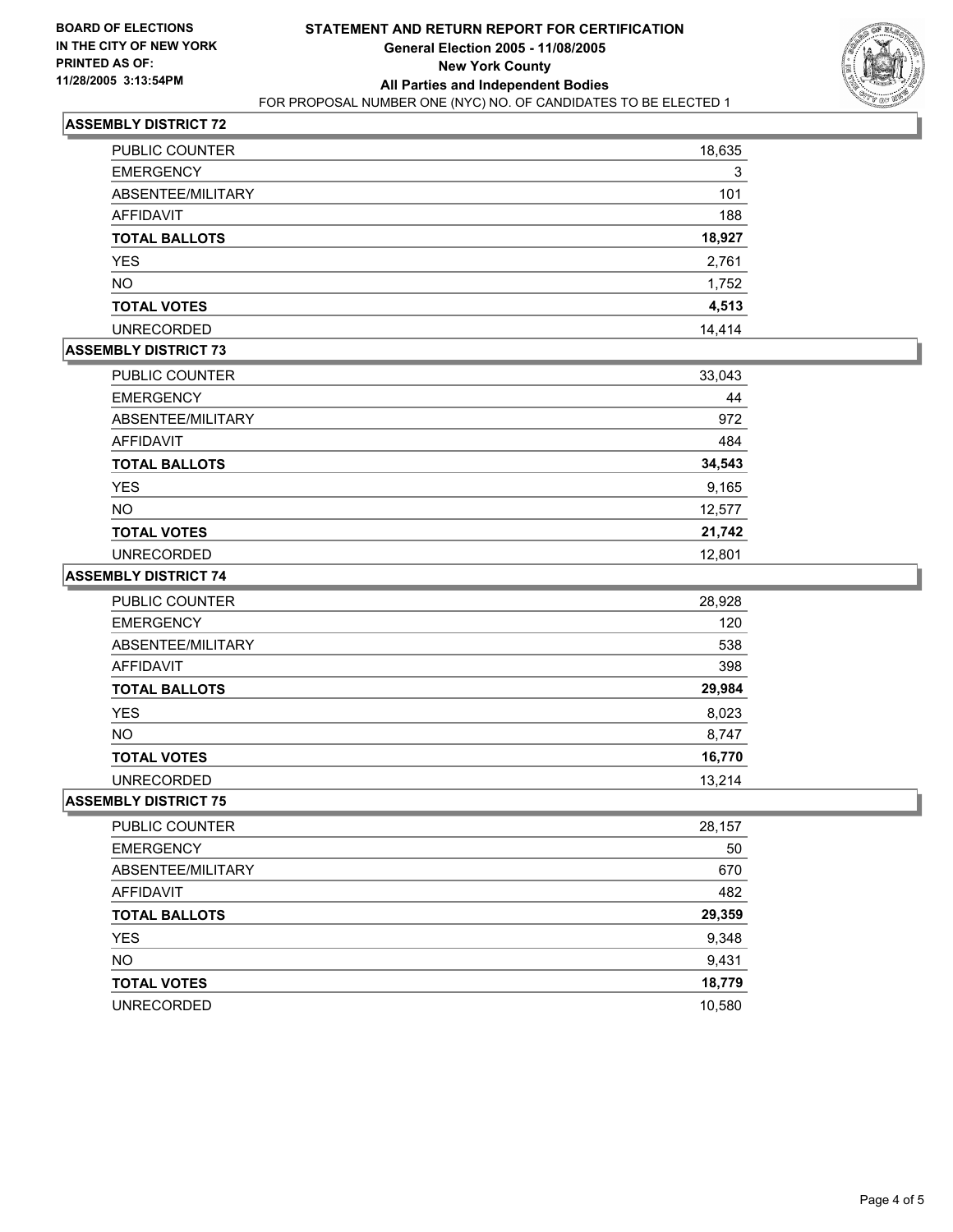**BOARD OF ELECTIONS IN THE CITY OF NEW YORK**
**PRINTED AS OF: 11/28/2005 3:13:54PM**

# STATEMENT AND RETURN REPORT FOR CERTIFICATION
## General Election 2005 - 11/08/2005
## New York County
## All Parties and Independent Bodies
FOR PROPOSAL NUMBER ONE (NYC) NO. OF CANDIDATES TO BE ELECTED 1

### ASSEMBLY DISTRICT 72

| | |
|---|---|
| PUBLIC COUNTER | 18,635 |
| EMERGENCY | 3 |
| ABSENTEE/MILITARY | 101 |
| AFFIDAVIT | 188 |
| **TOTAL BALLOTS** | **18,927** |
| YES | 2,761 |
| NO | 1,752 |
| **TOTAL VOTES** | **4,513** |
| UNRECORDED | 14,414 |

### ASSEMBLY DISTRICT 73

| | |
|---|---|
| PUBLIC COUNTER | 33,043 |
| EMERGENCY | 44 |
| ABSENTEE/MILITARY | 972 |
| AFFIDAVIT | 484 |
| **TOTAL BALLOTS** | **34,543** |
| YES | 9,165 |
| NO | 12,577 |
| **TOTAL VOTES** | **21,742** |
| UNRECORDED | 12,801 |

### ASSEMBLY DISTRICT 74

| | |
|---|---|
| PUBLIC COUNTER | 28,928 |
| EMERGENCY | 120 |
| ABSENTEE/MILITARY | 538 |
| AFFIDAVIT | 398 |
| **TOTAL BALLOTS** | **29,984** |
| YES | 8,023 |
| NO | 8,747 |
| **TOTAL VOTES** | **16,770** |
| UNRECORDED | 13,214 |

### ASSEMBLY DISTRICT 75

| | |
|---|---|
| PUBLIC COUNTER | 28,157 |
| EMERGENCY | 50 |
| ABSENTEE/MILITARY | 670 |
| AFFIDAVIT | 482 |
| **TOTAL BALLOTS** | **29,359** |
| YES | 9,348 |
| NO | 9,431 |
| **TOTAL VOTES** | **18,779** |
| UNRECORDED | 10,580 |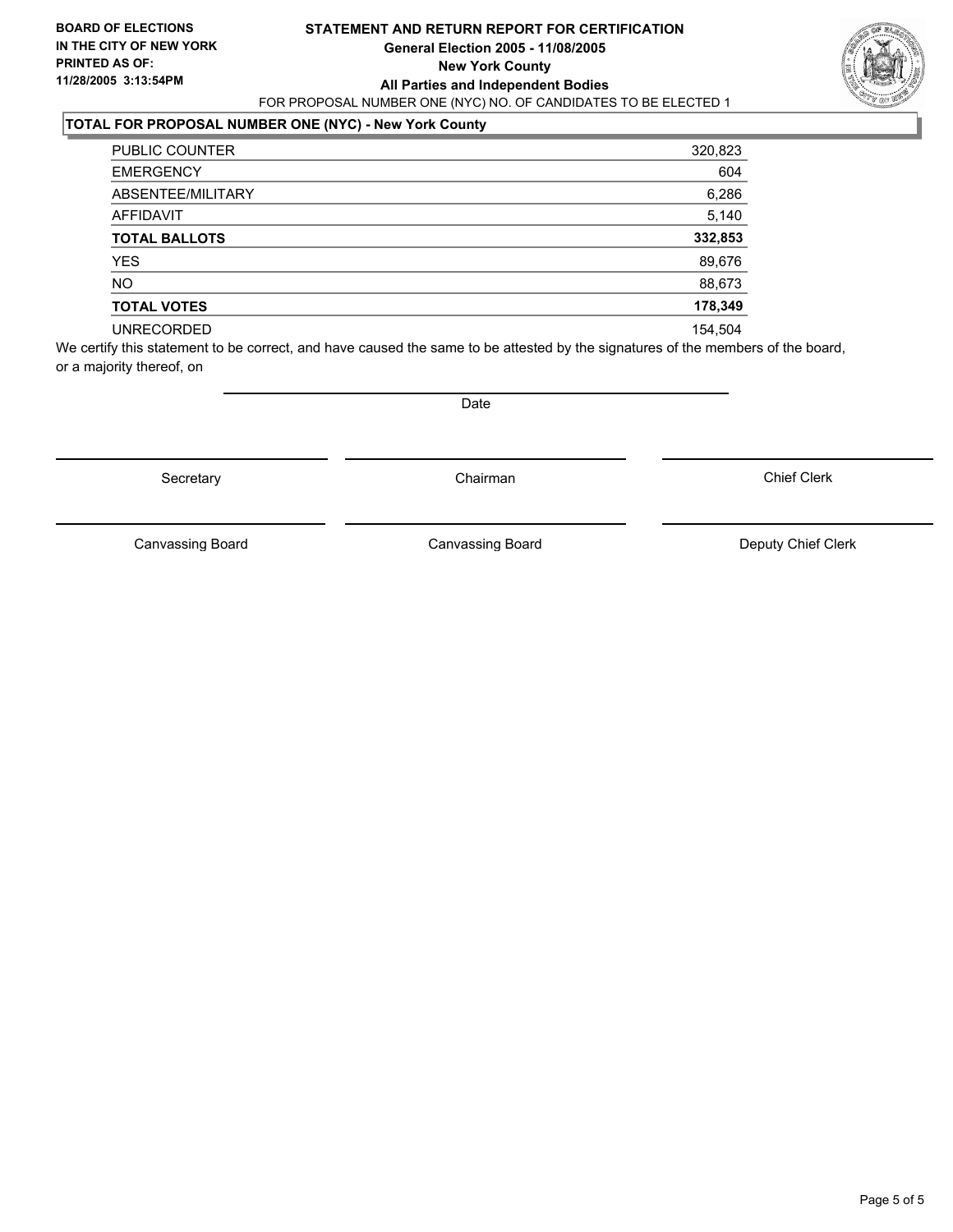**BOARD OF ELECTIONS IN THE CITY OF NEW YORK PRINTED AS OF: 11/28/2005 3:13:54PM**

**STATEMENT AND RETURN REPORT FOR CERTIFICATION**
**General Election 2005 - 11/08/2005**
**New York County**
**All Parties and Independent Bodies**
FOR PROPOSAL NUMBER ONE (NYC) NO. OF CANDIDATES TO BE ELECTED 1

## TOTAL FOR PROPOSAL NUMBER ONE (NYC) - New York County

| | |
|---|---|
| PUBLIC COUNTER | 320,823 |
| EMERGENCY | 604 |
| ABSENTEE/MILITARY | 6,286 |
| AFFIDAVIT | 5,140 |
| **TOTAL BALLOTS** | **332,853** |
| YES | 89,676 |
| NO | 88,673 |
| **TOTAL VOTES** | **178,349** |
| UNRECORDED | 154,504 |

We certify this statement to be correct, and have caused the same to be attested by the signatures of the members of the board, or a majority thereof, on

Date

Secretary | Chairman | Chief Clerk

Canvassing Board | Canvassing Board | Deputy Chief Clerk